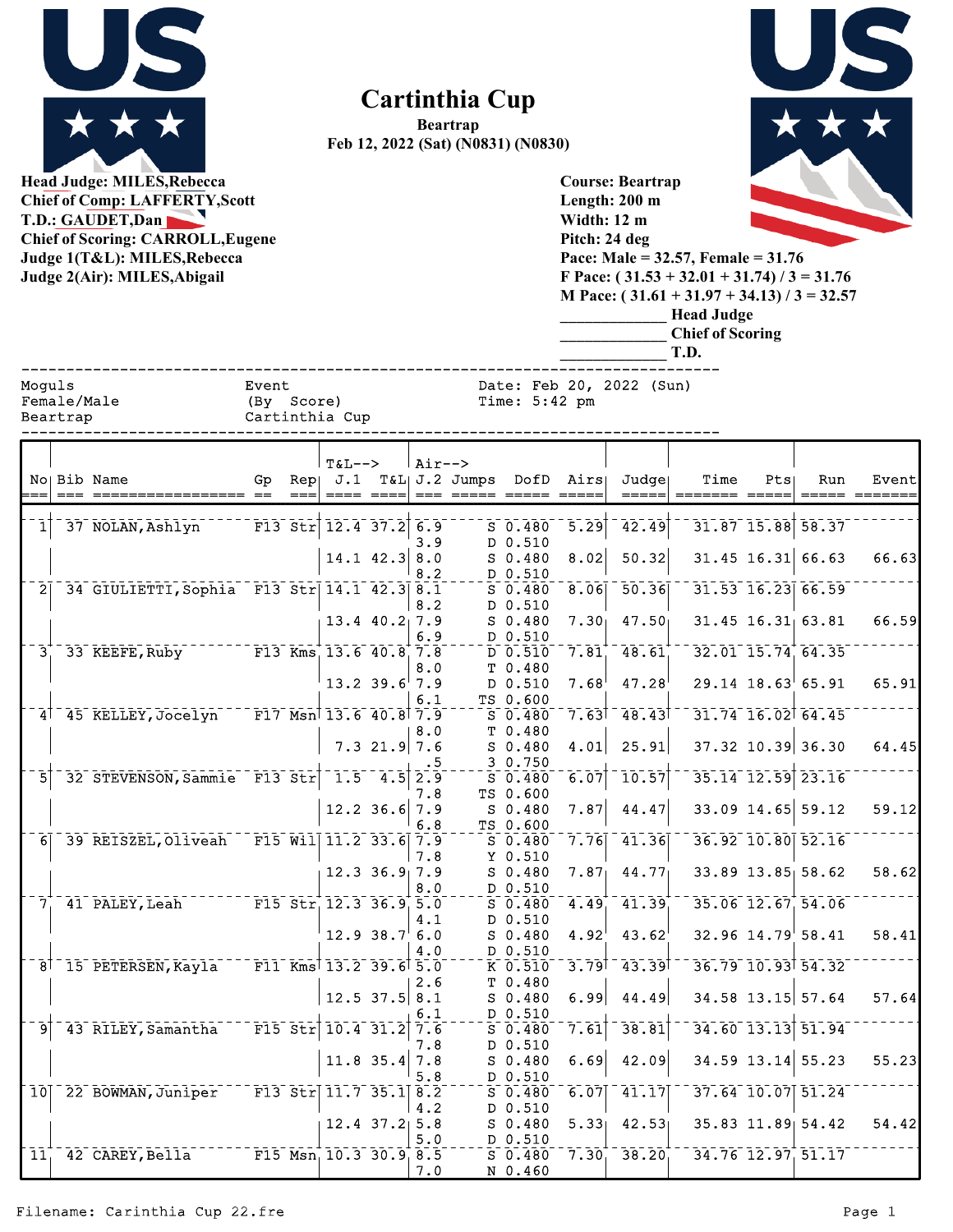# Cartinthia Cup

**Beartrap**
**Feb 12, 2022 (Sat) (N0831) (N0830)**

**Head Judge: MILES,Rebecca**
**Chief of Comp: LAFFERTY,Scott**
**T.D.: GAUDET,Dan**
**Chief of Scoring: CARROLL,Eugene**
**Judge 1(T&L): MILES,Rebecca**
**Judge 2(Air): MILES,Abigail**

**Course: Beartrap**
**Length: 200 m**
**Width: 12 m**
**Pitch: 24 deg**
**Pace: Male = 32.57, Female = 31.76**
**F Pace: ( 31.53 + 32.01 + 31.74) / 3 = 31.76**
**M Pace: ( 31.61 + 31.97 + 34.13) / 3 = 32.57**

_____________ **Head Judge**
_____________ **Chief of Scoring**
_____________ **T.D.**

```
Moguls          Event               Date: Feb 20, 2022 (Sun)
Female/Male     (By  Score)         Time: 5:42 pm
Beartrap        Cartinthia Cup
```

| No | Bib | Name | Gp | Rep | T&L--> J.1 | T&L | Air--> J.2 | Jumps | DofD | Airs | Judge | Time | Pts | Run | Event |
|---|---|---|---|---|---|---|---|---|---|---|---|---|---|---|---|
| 1 | 37 | NOLAN,Ashlyn | F13 | Str | 12.4 | 37.2 | 6.9 | S | 0.480 | 5.29 | 42.49 | 31.87 | 15.88 | 58.37 | |
| | | | | | | | 3.9 | D | 0.510 | | | | | | |
| | | | | | 14.1 | 42.3 | 8.0 | S | 0.480 | 8.02 | 50.32 | 31.45 | 16.31 | 66.63 | 66.63 |
| | | | | | | | 8.2 | D | 0.510 | | | | | | |
| 2 | 34 | GIULIETTI,Sophia | F13 | Str | 14.1 | 42.3 | 8.1 | S | 0.480 | 8.06 | 50.36 | 31.53 | 16.23 | 66.59 | |
| | | | | | | | 8.2 | D | 0.510 | | | | | | |
| | | | | | 13.4 | 40.2 | 7.9 | S | 0.480 | 7.30 | 47.50 | 31.45 | 16.31 | 63.81 | 66.59 |
| | | | | | | | 6.9 | D | 0.510 | | | | | | |
| 3 | 33 | KEEFE,Ruby | F13 | Kms | 13.6 | 40.8 | 7.8 | D | 0.510 | 7.81 | 48.61 | 32.01 | 15.74 | 64.35 | |
| | | | | | | | 8.0 | T | 0.480 | | | | | | |
| | | | | | 13.2 | 39.6 | 7.9 | D | 0.510 | 7.68 | 47.28 | 29.14 | 18.63 | 65.91 | 65.91 |
| | | | | | | | 6.1 | TS | 0.600 | | | | | | |
| 4 | 45 | KELLEY,Jocelyn | F17 | Msn | 13.6 | 40.8 | 7.9 | S | 0.480 | 7.63 | 48.43 | 31.74 | 16.02 | 64.45 | |
| | | | | | | | 8.0 | T | 0.480 | | | | | | |
| | | | | | 7.3 | 21.9 | 7.6 | S | 0.480 | 4.01 | 25.91 | 37.32 | 10.39 | 36.30 | 64.45 |
| | | | | | | | .5 | 3 | 0.750 | | | | | | |
| 5 | 32 | STEVENSON,Sammie | F13 | Str | 1.5 | 4.5 | 2.9 | S | 0.480 | 6.07 | 10.57 | 35.14 | 12.59 | 23.16 | |
| | | | | | | | 7.8 | TS | 0.600 | | | | | | |
| | | | | | 12.2 | 36.6 | 7.9 | S | 0.480 | 7.87 | 44.47 | 33.09 | 14.65 | 59.12 | 59.12 |
| | | | | | | | 6.8 | TS | 0.600 | | | | | | |
| 6 | 39 | REISZEL,Oliveah | F15 | Wil | 11.2 | 33.6 | 7.9 | S | 0.480 | 7.76 | 41.36 | 36.92 | 10.80 | 52.16 | |
| | | | | | | | 7.8 | Y | 0.510 | | | | | | |
| | | | | | 12.3 | 36.9 | 7.9 | S | 0.480 | 7.87 | 44.77 | 33.89 | 13.85 | 58.62 | 58.62 |
| | | | | | | | 8.0 | D | 0.510 | | | | | | |
| 7 | 41 | PALEY,Leah | F15 | Str | 12.3 | 36.9 | 5.0 | S | 0.480 | 4.49 | 41.39 | 35.06 | 12.67 | 54.06 | |
| | | | | | | | 4.1 | D | 0.510 | | | | | | |
| | | | | | 12.9 | 38.7 | 6.0 | S | 0.480 | 4.92 | 43.62 | 32.96 | 14.79 | 58.41 | 58.41 |
| | | | | | | | 4.0 | D | 0.510 | | | | | | |
| 8 | 15 | PETERSEN,Kayla | F11 | Kms | 13.2 | 39.6 | 5.0 | K | 0.510 | 3.79 | 43.39 | 36.79 | 10.93 | 54.32 | |
| | | | | | | | 2.6 | T | 0.480 | | | | | | |
| | | | | | 12.5 | 37.5 | 8.1 | S | 0.480 | 6.99 | 44.49 | 34.58 | 13.15 | 57.64 | 57.64 |
| | | | | | | | 6.1 | D | 0.510 | | | | | | |
| 9 | 43 | RILEY,Samantha | F15 | Str | 10.4 | 31.2 | 7.6 | S | 0.480 | 7.61 | 38.81 | 34.60 | 13.13 | 51.94 | |
| | | | | | | | 7.8 | D | 0.510 | | | | | | |
| | | | | | 11.8 | 35.4 | 7.8 | S | 0.480 | 6.69 | 42.09 | 34.59 | 13.14 | 55.23 | 55.23 |
| | | | | | | | 5.8 | D | 0.510 | | | | | | |
| 10 | 22 | BOWMAN,Juniper | F13 | Str | 11.7 | 35.1 | 8.2 | S | 0.480 | 6.07 | 41.17 | 37.64 | 10.07 | 51.24 | |
| | | | | | | | 4.2 | D | 0.510 | | | | | | |
| | | | | | 12.4 | 37.2 | 5.8 | S | 0.480 | 5.33 | 42.53 | 35.83 | 11.89 | 54.42 | 54.42 |
| | | | | | | | 5.0 | D | 0.510 | | | | | | |
| 11 | 42 | CAREY,Bella | F15 | Msn | 10.3 | 30.9 | 8.5 | S | 0.480 | 7.30 | 38.20 | 34.76 | 12.97 | 51.17 | |
| | | | | | | | 7.0 | N | 0.460 | | | | | | |

Filename: Carinthia Cup 22.fre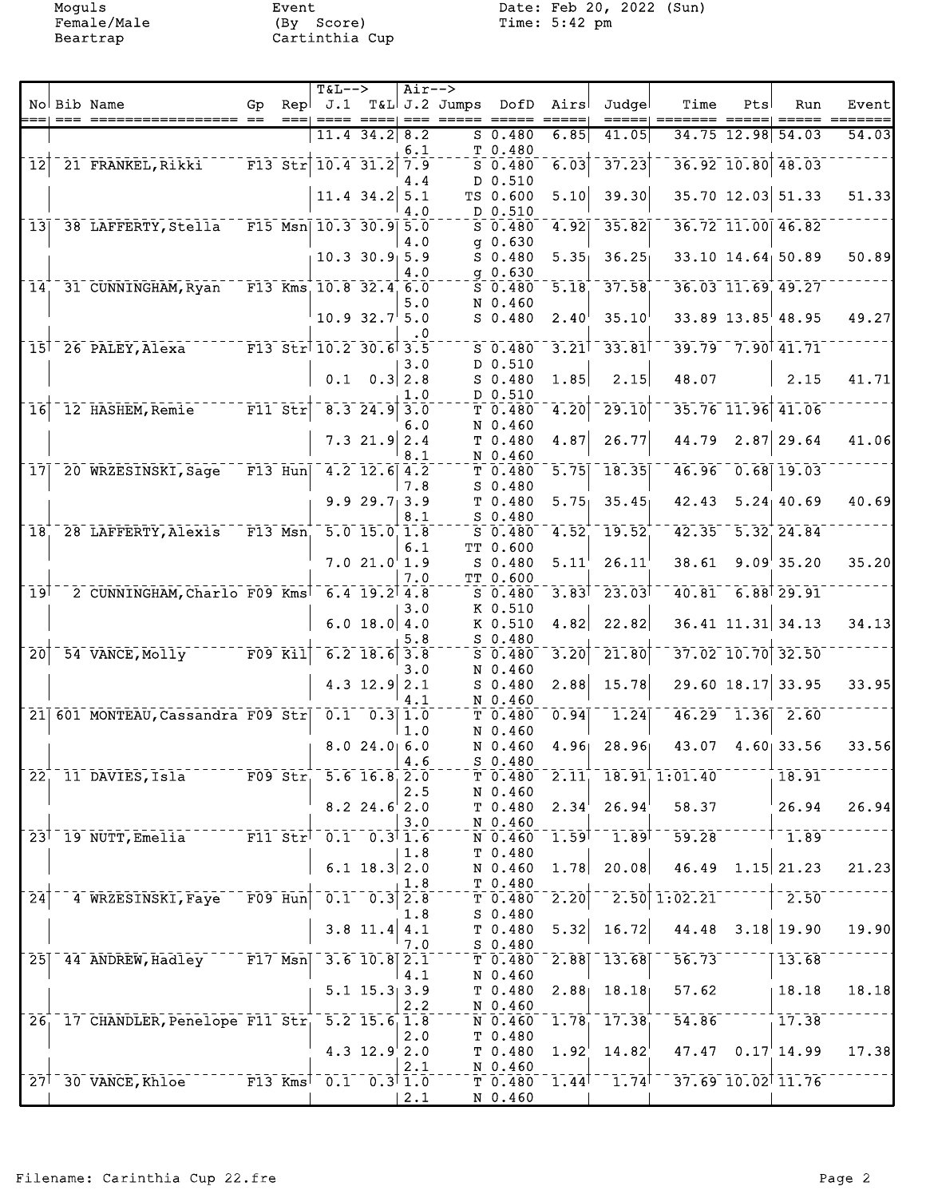Moguls Event Date: Feb 20, 2022 (Sun)
Female/Male (By Score) Time: 5:42 pm
Beartrap Cartinthia Cup

| No | Bib | Name | Gp | Rep | T&L--> J.1 | T&L | Air--> J.2 | Jumps | DofD | Airs | Judge | Time | Pts | Run | Event |
|---|---|---|---|---|---|---|---|---|---|---|---|---|---|---|---|
| | | | | | 11.4 | 34.2 | 8.2 | S | 0.480 | 6.85 | 41.05 | 34.75 | 12.98 | 54.03 | 54.03 |
| | | | | | | | 6.1 | T | 0.480 | | | | | | |
| 12 | 21 | FRANKEL,Rikki | F13 | Str | 10.4 | 31.2 | 7.9 | S | 0.480 | 6.03 | 37.23 | 36.92 | 10.80 | 48.03 | |
| | | | | | | | 4.4 | D | 0.510 | | | | | | |
| | | | | | 11.4 | 34.2 | 5.1 | TS | 0.600 | 5.10 | 39.30 | 35.70 | 12.03 | 51.33 | 51.33 |
| | | | | | | | 4.0 | D | 0.510 | | | | | | |
| 13 | 38 | LAFFERTY,Stella | F15 | Msn | 10.3 | 30.9 | 5.0 | S | 0.480 | 4.92 | 35.82 | 36.72 | 11.00 | 46.82 | |
| | | | | | | | 4.0 | g | 0.630 | | | | | | |
| | | | | | 10.3 | 30.9 | 5.9 | S | 0.480 | 5.35 | 36.25 | 33.10 | 14.64 | 50.89 | 50.89 |
| | | | | | | | 4.0 | g | 0.630 | | | | | | |
| 14 | 31 | CUNNINGHAM,Ryan | F13 | Kms | 10.8 | 32.4 | 6.0 | S | 0.480 | 5.18 | 37.58 | 36.03 | 11.69 | 49.27 | |
| | | | | | | | 5.0 | N | 0.460 | | | | | | |
| | | | | | 10.9 | 32.7 | 5.0 | S | 0.480 | 2.40 | 35.10 | 33.89 | 13.85 | 48.95 | 49.27 |
| | | | | | | | .0 | | | | | | | | |
| 15 | 26 | PALEY,Alexa | F13 | Str | 10.2 | 30.6 | 3.5 | S | 0.480 | 3.21 | 33.81 | 39.79 | 7.90 | 41.71 | |
| | | | | | | | 3.0 | D | 0.510 | | | | | | |
| | | | | | 0.1 | 0.3 | 2.8 | S | 0.480 | 1.85 | 2.15 | 48.07 | | 2.15 | 41.71 |
| | | | | | | | 1.0 | D | 0.510 | | | | | | |
| 16 | 12 | HASHEM,Remie | F11 | Str | 8.3 | 24.9 | 3.0 | T | 0.480 | 4.20 | 29.10 | 35.76 | 11.96 | 41.06 | |
| | | | | | | | 6.0 | N | 0.460 | | | | | | |
| | | | | | 7.3 | 21.9 | 2.4 | T | 0.480 | 4.87 | 26.77 | 44.79 | 2.87 | 29.64 | 41.06 |
| | | | | | | | 8.1 | N | 0.460 | | | | | | |
| 17 | 20 | WRZESINSKI,Sage | F13 | Hun | 4.2 | 12.6 | 4.2 | T | 0.480 | 5.75 | 18.35 | 46.96 | 0.68 | 19.03 | |
| | | | | | | | 7.8 | S | 0.480 | | | | | | |
| | | | | | 9.9 | 29.7 | 3.9 | T | 0.480 | 5.75 | 35.45 | 42.43 | 5.24 | 40.69 | 40.69 |
| | | | | | | | 8.1 | S | 0.480 | | | | | | |
| 18 | 28 | LAFFERTY,Alexis | F13 | Msn | 5.0 | 15.0 | 1.8 | S | 0.480 | 4.52 | 19.52 | 42.35 | 5.32 | 24.84 | |
| | | | | | | | 6.1 | TT | 0.600 | | | | | | |
| | | | | | 7.0 | 21.0 | 1.9 | S | 0.480 | 5.11 | 26.11 | 38.61 | 9.09 | 35.20 | 35.20 |
| | | | | | | | 7.0 | TT | 0.600 | | | | | | |
| 19 | 2 | CUNNINGHAM,Charlo | F09 | Kms | 6.4 | 19.2 | 4.8 | S | 0.480 | 3.83 | 23.03 | 40.81 | 6.88 | 29.91 | |
| | | | | | | | 3.0 | K | 0.510 | | | | | | |
| | | | | | 6.0 | 18.0 | 4.0 | K | 0.510 | 4.82 | 22.82 | 36.41 | 11.31 | 34.13 | 34.13 |
| | | | | | | | 5.8 | S | 0.480 | | | | | | |
| 20 | 54 | VANCE,Molly | F09 | Kil | 6.2 | 18.6 | 3.8 | S | 0.480 | 3.20 | 21.80 | 37.02 | 10.70 | 32.50 | |
| | | | | | | | 3.0 | N | 0.460 | | | | | | |
| | | | | | 4.3 | 12.9 | 2.1 | S | 0.480 | 2.88 | 15.78 | 29.60 | 18.17 | 33.95 | 33.95 |
| | | | | | | | 4.1 | N | 0.460 | | | | | | |
| 21 | 601 | MONTEAU,Cassandra | F09 | Str | 0.1 | 0.3 | 1.0 | T | 0.480 | 0.94 | 1.24 | 46.29 | 1.36 | 2.60 | |
| | | | | | | | 1.0 | N | 0.460 | | | | | | |
| | | | | | 8.0 | 24.0 | 6.0 | N | 0.460 | 4.96 | 28.96 | 43.07 | 4.60 | 33.56 | 33.56 |
| | | | | | | | 4.6 | S | 0.480 | | | | | | |
| 22 | 11 | DAVIES,Isla | F09 | Str | 5.6 | 16.8 | 2.0 | T | 0.480 | 2.11 | 18.91 | 1:01.40 | | 18.91 | |
| | | | | | | | 2.5 | N | 0.460 | | | | | | |
| | | | | | 8.2 | 24.6 | 2.0 | T | 0.480 | 2.34 | 26.94 | 58.37 | | 26.94 | 26.94 |
| | | | | | | | 3.0 | N | 0.460 | | | | | | |
| 23 | 19 | NUTT,Emelia | F11 | Str | 0.1 | 0.3 | 1.6 | N | 0.460 | 1.59 | 1.89 | 59.28 | | 1.89 | |
| | | | | | | | 1.8 | T | 0.480 | | | | | | |
| | | | | | 6.1 | 18.3 | 2.0 | N | 0.460 | 1.78 | 20.08 | 46.49 | 1.15 | 21.23 | 21.23 |
| | | | | | | | 1.8 | T | 0.480 | | | | | | |
| 24 | 4 | WRZESINSKI,Faye | F09 | Hun | 0.1 | 0.3 | 2.8 | T | 0.480 | 2.20 | 2.50 | 1:02.21 | | 2.50 | |
| | | | | | | | 1.8 | S | 0.480 | | | | | | |
| | | | | | 3.8 | 11.4 | 4.1 | T | 0.480 | 5.32 | 16.72 | 44.48 | 3.18 | 19.90 | 19.90 |
| | | | | | | | 7.0 | S | 0.480 | | | | | | |
| 25 | 44 | ANDREW,Hadley | F17 | Msn | 3.6 | 10.8 | 2.1 | T | 0.480 | 2.88 | 13.68 | 56.73 | | 13.68 | |
| | | | | | | | 4.1 | N | 0.460 | | | | | | |
| | | | | | 5.1 | 15.3 | 3.9 | T | 0.480 | 2.88 | 18.18 | 57.62 | | 18.18 | 18.18 |
| | | | | | | | 2.2 | N | 0.460 | | | | | | |
| 26 | 17 | CHANDLER,Penelope | F11 | Str | 5.2 | 15.6 | 1.8 | N | 0.460 | 1.78 | 17.38 | 54.86 | | 17.38 | |
| | | | | | | | 2.0 | T | 0.480 | | | | | | |
| | | | | | 4.3 | 12.9 | 2.0 | T | 0.480 | 1.92 | 14.82 | 47.47 | 0.17 | 14.99 | 17.38 |
| | | | | | | | 2.1 | N | 0.460 | | | | | | |
| 27 | 30 | VANCE,Khloe | F13 | Kms | 0.1 | 0.3 | 1.0 | T | 0.480 | 1.44 | 1.74 | 37.69 | 10.02 | 11.76 | |
| | | | | | | | 2.1 | N | 0.460 | | | | | | |

Filename: Carinthia Cup 22.fre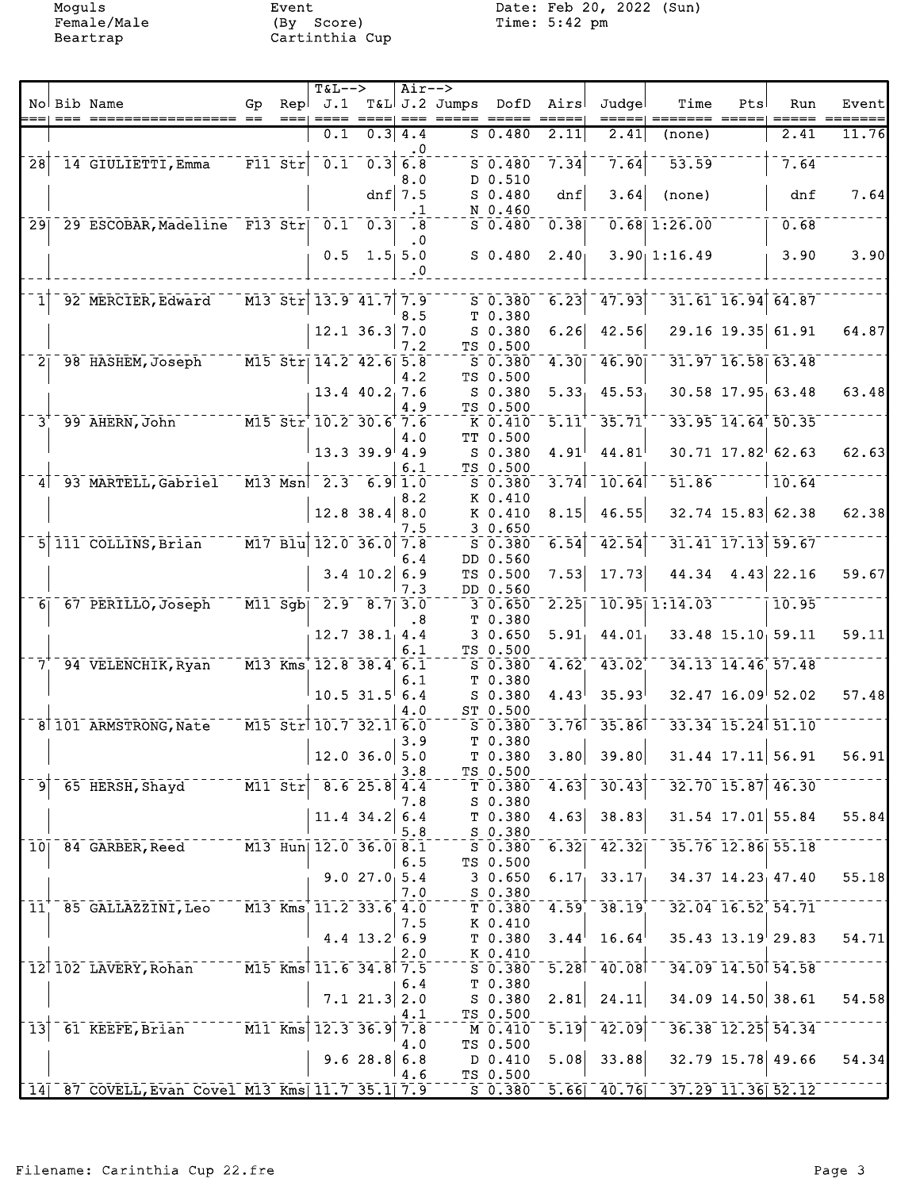Moguls
Female/Male
Beartrap

Event
(By Score)
Cartinthia Cup

Date: Feb 20, 2022 (Sun)
Time: 5:42 pm

| No | Bib | Name | Gp | Rep | T&L--> J.1 | T&L | Air--> J.2 | Jumps | DofD | Airs | Judge | Time | Pts | Run | Event |
|---|---|---|---|---|---|---|---|---|---|---|---|---|---|---|---|
| | | | | | 0.1 | 0.3 | 4.4 | S | 0.480 | 2.11 | 2.41 | (none) | | 2.41 | 11.76 |
| | | | | | | | .0 | | | | | | | | |
| 28 | 14 | GIULIETTI,Emma | F11 | Str | 0.1 | 0.3 | 6.8 | S | 0.480 | 7.34 | 7.64 | 53.59 | | 7.64 | |
| | | | | | | | 8.0 | D | 0.510 | | | | | | |
| | | | | | | dnf | 7.5 | S | 0.480 | dnf | 3.64 | (none) | | dnf | 7.64 |
| | | | | | | | .1 | N | 0.460 | | | | | | |
| 29 | 29 | ESCOBAR,Madeline | F13 | Str | 0.1 | 0.3 | .8 | S | 0.480 | 0.38 | 0.68 | 1:26.00 | | 0.68 | |
| | | | | | | | .0 | | | | | | | | |
| | | | | | 0.5 | 1.5 | 5.0 | S | 0.480 | 2.40 | 3.90 | 1:16.49 | | 3.90 | 3.90 |
| | | | | | | | .0 | | | | | | | | |
| 1 | 92 | MERCIER,Edward | M13 | Str | 13.9 | 41.7 | 7.9 | S | 0.380 | 6.23 | 47.93 | 31.61 | 16.94 | 64.87 | |
| | | | | | | | 8.5 | T | 0.380 | | | | | | |
| | | | | | 12.1 | 36.3 | 7.0 | S | 0.380 | 6.26 | 42.56 | 29.16 | 19.35 | 61.91 | 64.87 |
| | | | | | | | 7.2 | TS | 0.500 | | | | | | |
| 2 | 98 | HASHEM,Joseph | M15 | Str | 14.2 | 42.6 | 5.8 | S | 0.380 | 4.30 | 46.90 | 31.97 | 16.58 | 63.48 | |
| | | | | | | | 4.2 | TS | 0.500 | | | | | | |
| | | | | | 13.4 | 40.2 | 7.6 | S | 0.380 | 5.33 | 45.53 | 30.58 | 17.95 | 63.48 | 63.48 |
| | | | | | | | 4.9 | TS | 0.500 | | | | | | |
| 3 | 99 | AHERN,John | M15 | Str | 10.2 | 30.6 | 7.6 | K | 0.410 | 5.11 | 35.71 | 33.95 | 14.64 | 50.35 | |
| | | | | | | | 4.0 | TT | 0.500 | | | | | | |
| | | | | | 13.3 | 39.9 | 4.9 | S | 0.380 | 4.91 | 44.81 | 30.71 | 17.82 | 62.63 | 62.63 |
| | | | | | | | 6.1 | TS | 0.500 | | | | | | |
| 4 | 93 | MARTELL,Gabriel | M13 | Msn | 2.3 | 6.9 | 1.0 | S | 0.380 | 3.74 | 10.64 | 51.86 | | 10.64 | |
| | | | | | | | 8.2 | K | 0.410 | | | | | | |
| | | | | | 12.8 | 38.4 | 8.0 | K | 0.410 | 8.15 | 46.55 | 32.74 | 15.83 | 62.38 | 62.38 |
| | | | | | | | 7.5 | 3 | 0.650 | | | | | | |
| 5 | 111 | COLLINS,Brian | M17 | Blu | 12.0 | 36.0 | 7.8 | S | 0.380 | 6.54 | 42.54 | 31.41 | 17.13 | 59.67 | |
| | | | | | | | 6.4 | DD | 0.560 | | | | | | |
| | | | | | 3.4 | 10.2 | 6.9 | TS | 0.500 | 7.53 | 17.73 | 44.34 | 4.43 | 22.16 | 59.67 |
| | | | | | | | 7.3 | DD | 0.560 | | | | | | |
| 6 | 67 | PERILLO,Joseph | M11 | Sgb | 2.9 | 8.7 | 3.0 | 3 | 0.650 | 2.25 | 10.95 | 1:14.03 | | 10.95 | |
| | | | | | | | .8 | T | 0.380 | | | | | | |
| | | | | | 12.7 | 38.1 | 4.4 | 3 | 0.650 | 5.91 | 44.01 | 33.48 | 15.10 | 59.11 | 59.11 |
| | | | | | | | 6.1 | TS | 0.500 | | | | | | |
| 7 | 94 | VELENCHIK,Ryan | M13 | Kms | 12.8 | 38.4 | 6.1 | S | 0.380 | 4.62 | 43.02 | 34.13 | 14.46 | 57.48 | |
| | | | | | | | 6.1 | T | 0.380 | | | | | | |
| | | | | | 10.5 | 31.5 | 6.4 | S | 0.380 | 4.43 | 35.93 | 32.47 | 16.09 | 52.02 | 57.48 |
| | | | | | | | 4.0 | ST | 0.500 | | | | | | |
| 8 | 101 | ARMSTRONG,Nate | M15 | Str | 10.7 | 32.1 | 6.0 | S | 0.380 | 3.76 | 35.86 | 33.34 | 15.24 | 51.10 | |
| | | | | | | | 3.9 | T | 0.380 | | | | | | |
| | | | | | 12.0 | 36.0 | 5.0 | T | 0.380 | 3.80 | 39.80 | 31.44 | 17.11 | 56.91 | 56.91 |
| | | | | | | | 3.8 | TS | 0.500 | | | | | | |
| 9 | 65 | HERSH,Shayd | M11 | Str | 8.6 | 25.8 | 4.4 | T | 0.380 | 4.63 | 30.43 | 32.70 | 15.87 | 46.30 | |
| | | | | | | | 7.8 | S | 0.380 | | | | | | |
| | | | | | 11.4 | 34.2 | 6.4 | T | 0.380 | 4.63 | 38.83 | 31.54 | 17.01 | 55.84 | 55.84 |
| | | | | | | | 5.8 | S | 0.380 | | | | | | |
| 10 | 84 | GARBER,Reed | M13 | Hun | 12.0 | 36.0 | 8.1 | S | 0.380 | 6.32 | 42.32 | 35.76 | 12.86 | 55.18 | |
| | | | | | | | 6.5 | TS | 0.500 | | | | | | |
| | | | | | 9.0 | 27.0 | 5.4 | 3 | 0.650 | 6.17 | 33.17 | 34.37 | 14.23 | 47.40 | 55.18 |
| | | | | | | | 7.0 | S | 0.380 | | | | | | |
| 11 | 85 | GALLAZZINI,Leo | M13 | Kms | 11.2 | 33.6 | 4.0 | T | 0.380 | 4.59 | 38.19 | 32.04 | 16.52 | 54.71 | |
| | | | | | | | 7.5 | K | 0.410 | | | | | | |
| | | | | | 4.4 | 13.2 | 6.9 | T | 0.380 | 3.44 | 16.64 | 35.43 | 13.19 | 29.83 | 54.71 |
| | | | | | | | 2.0 | K | 0.410 | | | | | | |
| 12 | 102 | LAVERY,Rohan | M15 | Kms | 11.6 | 34.8 | 7.5 | S | 0.380 | 5.28 | 40.08 | 34.09 | 14.50 | 54.58 | |
| | | | | | | | 6.4 | T | 0.380 | | | | | | |
| | | | | | 7.1 | 21.3 | 2.0 | S | 0.380 | 2.81 | 24.11 | 34.09 | 14.50 | 38.61 | 54.58 |
| | | | | | | | 4.1 | TS | 0.500 | | | | | | |
| 13 | 61 | KEEFE,Brian | M11 | Kms | 12.3 | 36.9 | 7.8 | M | 0.410 | 5.19 | 42.09 | 36.38 | 12.25 | 54.34 | |
| | | | | | | | 4.0 | TS | 0.500 | | | | | | |
| | | | | | 9.6 | 28.8 | 6.8 | D | 0.410 | 5.08 | 33.88 | 32.79 | 15.78 | 49.66 | 54.34 |
| | | | | | | | 4.6 | TS | 0.500 | | | | | | |
| 14 | 87 | COVELL,Evan Covel | M13 | Kms | 11.7 | 35.1 | 7.9 | S | 0.380 | 5.66 | 40.76 | 37.29 | 11.36 | 52.12 | |

Filename: Carinthia Cup 22.fre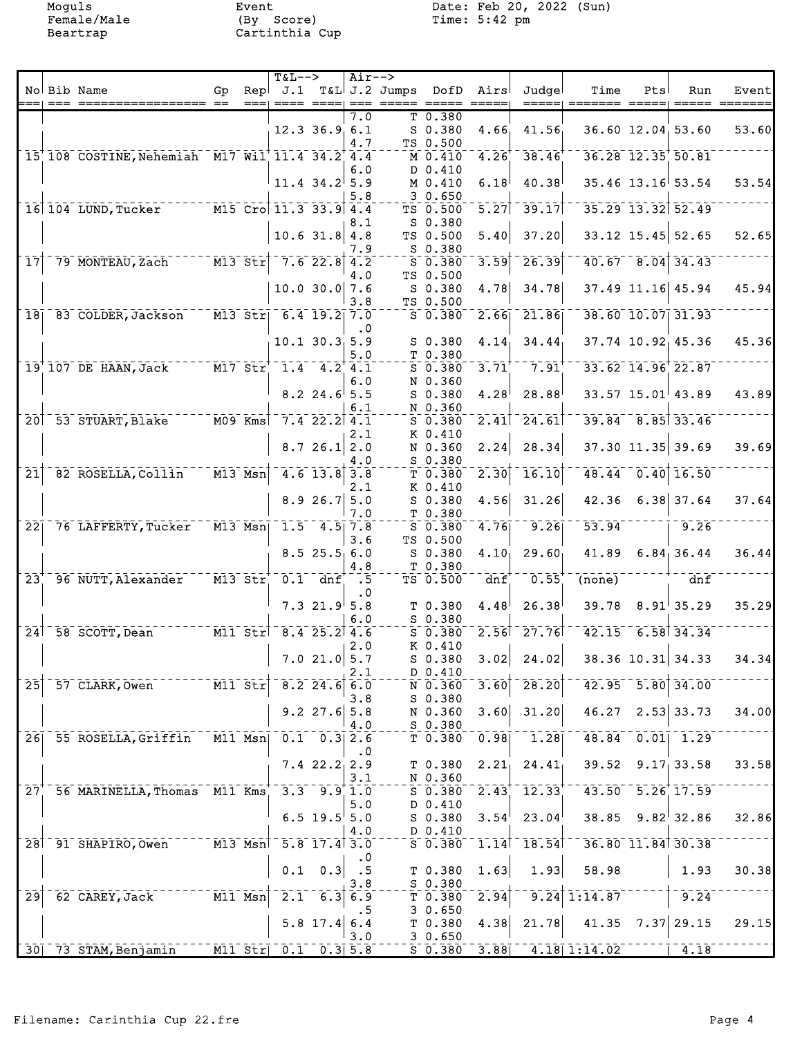Moguls Event Date: Feb 20, 2022 (Sun)
Female/Male (By Score) Time: 5:42 pm
Beartrap Cartinthia Cup

| No | Bib | Name | Gp | Rep | T&L--> J.1 | T&L | Air--> J.2 | Jumps | DofD | Airs | Judge | Time | Pts | Run | Event |
|---|---|---|---|---|---|---|---|---|---|---|---|---|---|---|---|
| | | | | | | | 7.0 | T | 0.380 | | | | | | |
| | | | | | 12.3 | 36.9 | 6.1 | S | 0.380 | 4.66 | 41.56 | 36.60 | 12.04 | 53.60 | 53.60 |
| | | | | | | | 4.7 | TS | 0.500 | | | | | | |
| 15 | 108 | COSTINE,Nehemiah | M17 | Wil | 11.4 | 34.2 | 4.4 | M | 0.410 | 4.26 | 38.46 | 36.28 | 12.35 | 50.81 | |
| | | | | | | | 6.0 | D | 0.410 | | | | | | |
| | | | | | 11.4 | 34.2 | 5.9 | M | 0.410 | 6.18 | 40.38 | 35.46 | 13.16 | 53.54 | 53.54 |
| | | | | | | | 5.8 | 3 | 0.650 | | | | | | |
| 16 | 104 | LUND,Tucker | M15 | Cro | 11.3 | 33.9 | 4.4 | TS | 0.500 | 5.27 | 39.17 | 35.29 | 13.32 | 52.49 | |
| | | | | | | | 8.1 | S | 0.380 | | | | | | |
| | | | | | 10.6 | 31.8 | 4.8 | TS | 0.500 | 5.40 | 37.20 | 33.12 | 15.45 | 52.65 | 52.65 |
| | | | | | | | 7.9 | S | 0.380 | | | | | | |
| 17 | 79 | MONTEAU,Zach | M13 | Str | 7.6 | 22.8 | 4.2 | S | 0.380 | 3.59 | 26.39 | 40.67 | 8.04 | 34.43 | |
| | | | | | | | 4.0 | TS | 0.500 | | | | | | |
| | | | | | 10.0 | 30.0 | 7.6 | S | 0.380 | 4.78 | 34.78 | 37.49 | 11.16 | 45.94 | 45.94 |
| | | | | | | | 3.8 | TS | 0.500 | | | | | | |
| 18 | 83 | COLDER,Jackson | M13 | Str | 6.4 | 19.2 | 7.0 | S | 0.380 | 2.66 | 21.86 | 38.60 | 10.07 | 31.93 | |
| | | | | | | | .0 | | | | | | | | |
| | | | | | 10.1 | 30.3 | 5.9 | S | 0.380 | 4.14 | 34.44 | 37.74 | 10.92 | 45.36 | 45.36 |
| | | | | | | | 5.0 | T | 0.380 | | | | | | |
| 19 | 107 | DE HAAN,Jack | M17 | Str | 1.4 | 4.2 | 4.1 | S | 0.380 | 3.71 | 7.91 | 33.62 | 14.96 | 22.87 | |
| | | | | | | | 6.0 | N | 0.360 | | | | | | |
| | | | | | 8.2 | 24.6 | 5.5 | S | 0.380 | 4.28 | 28.88 | 33.57 | 15.01 | 43.89 | 43.89 |
| | | | | | | | 6.1 | N | 0.360 | | | | | | |
| 20 | 53 | STUART,Blake | M09 | Kms | 7.4 | 22.2 | 4.1 | S | 0.380 | 2.41 | 24.61 | 39.84 | 8.85 | 33.46 | |
| | | | | | | | 2.1 | K | 0.410 | | | | | | |
| | | | | | 8.7 | 26.1 | 2.0 | N | 0.360 | 2.24 | 28.34 | 37.30 | 11.35 | 39.69 | 39.69 |
| | | | | | | | 4.0 | S | 0.380 | | | | | | |
| 21 | 82 | ROSELLA,Collin | M13 | Msn | 4.6 | 13.8 | 3.8 | T | 0.380 | 2.30 | 16.10 | 48.44 | 0.40 | 16.50 | |
| | | | | | | | 2.1 | K | 0.410 | | | | | | |
| | | | | | 8.9 | 26.7 | 5.0 | S | 0.380 | 4.56 | 31.26 | 42.36 | 6.38 | 37.64 | 37.64 |
| | | | | | | | 7.0 | T | 0.380 | | | | | | |
| 22 | 76 | LAFFERTY,Tucker | M13 | Msn | 1.5 | 4.5 | 7.8 | S | 0.380 | 4.76 | 9.26 | 53.94 | | 9.26 | |
| | | | | | | | 3.6 | TS | 0.500 | | | | | | |
| | | | | | 8.5 | 25.5 | 6.0 | S | 0.380 | 4.10 | 29.60 | 41.89 | 6.84 | 36.44 | 36.44 |
| | | | | | | | 4.8 | T | 0.380 | | | | | | |
| 23 | 96 | NUTT,Alexander | M13 | Str | 0.1 | dnf | .5 | TS | 0.500 | dnf | 0.55 | (none) | | dnf | |
| | | | | | | | .0 | | | | | | | | |
| | | | | | 7.3 | 21.9 | 5.8 | T | 0.380 | 4.48 | 26.38 | 39.78 | 8.91 | 35.29 | 35.29 |
| | | | | | | | 6.0 | S | 0.380 | | | | | | |
| 24 | 58 | SCOTT,Dean | M11 | Str | 8.4 | 25.2 | 4.6 | S | 0.380 | 2.56 | 27.76 | 42.15 | 6.58 | 34.34 | |
| | | | | | | | 2.0 | K | 0.410 | | | | | | |
| | | | | | 7.0 | 21.0 | 5.7 | S | 0.380 | 3.02 | 24.02 | 38.36 | 10.31 | 34.33 | 34.34 |
| | | | | | | | 2.1 | D | 0.410 | | | | | | |
| 25 | 57 | CLARK,Owen | M11 | Str | 8.2 | 24.6 | 6.0 | N | 0.360 | 3.60 | 28.20 | 42.95 | 5.80 | 34.00 | |
| | | | | | | | 3.8 | S | 0.380 | | | | | | |
| | | | | | 9.2 | 27.6 | 5.8 | N | 0.360 | 3.60 | 31.20 | 46.27 | 2.53 | 33.73 | 34.00 |
| | | | | | | | 4.0 | S | 0.380 | | | | | | |
| 26 | 55 | ROSELLA,Griffin | M11 | Msn | 0.1 | 0.3 | 2.6 | T | 0.380 | 0.98 | 1.28 | 48.84 | 0.01 | 1.29 | |
| | | | | | | | .0 | | | | | | | | |
| | | | | | 7.4 | 22.2 | 2.9 | T | 0.380 | 2.21 | 24.41 | 39.52 | 9.17 | 33.58 | 33.58 |
| | | | | | | | 3.1 | N | 0.360 | | | | | | |
| 27 | 56 | MARINELLA,Thomas | M11 | Kms | 3.3 | 9.9 | 1.0 | S | 0.380 | 2.43 | 12.33 | 43.50 | 5.26 | 17.59 | |
| | | | | | | | 5.0 | D | 0.410 | | | | | | |
| | | | | | 6.5 | 19.5 | 5.0 | S | 0.380 | 3.54 | 23.04 | 38.85 | 9.82 | 32.86 | 32.86 |
| | | | | | | | 4.0 | D | 0.410 | | | | | | |
| 28 | 91 | SHAPIRO,Owen | M13 | Msn | 5.8 | 17.4 | 3.0 | S | 0.380 | 1.14 | 18.54 | 36.80 | 11.84 | 30.38 | |
| | | | | | | | .0 | | | | | | | | |
| | | | | | 0.1 | 0.3 | .5 | T | 0.380 | 1.63 | 1.93 | 58.98 | | 1.93 | 30.38 |
| | | | | | | | 3.8 | S | 0.380 | | | | | | |
| 29 | 62 | CAREY,Jack | M11 | Msn | 2.1 | 6.3 | 6.9 | T | 0.380 | 2.94 | 9.24 | 1:14.87 | | 9.24 | |
| | | | | | | | .5 | 3 | 0.650 | | | | | | |
| | | | | | 5.8 | 17.4 | 6.4 | T | 0.380 | 4.38 | 21.78 | 41.35 | 7.37 | 29.15 | 29.15 |
| | | | | | | | 3.0 | 3 | 0.650 | | | | | | |
| 30 | 73 | STAM,Benjamin | M11 | Str | 0.1 | 0.3 | 5.8 | S | 0.380 | 3.88 | 4.18 | 1:14.02 | | 4.18 | |

Filename: Carinthia Cup 22.fre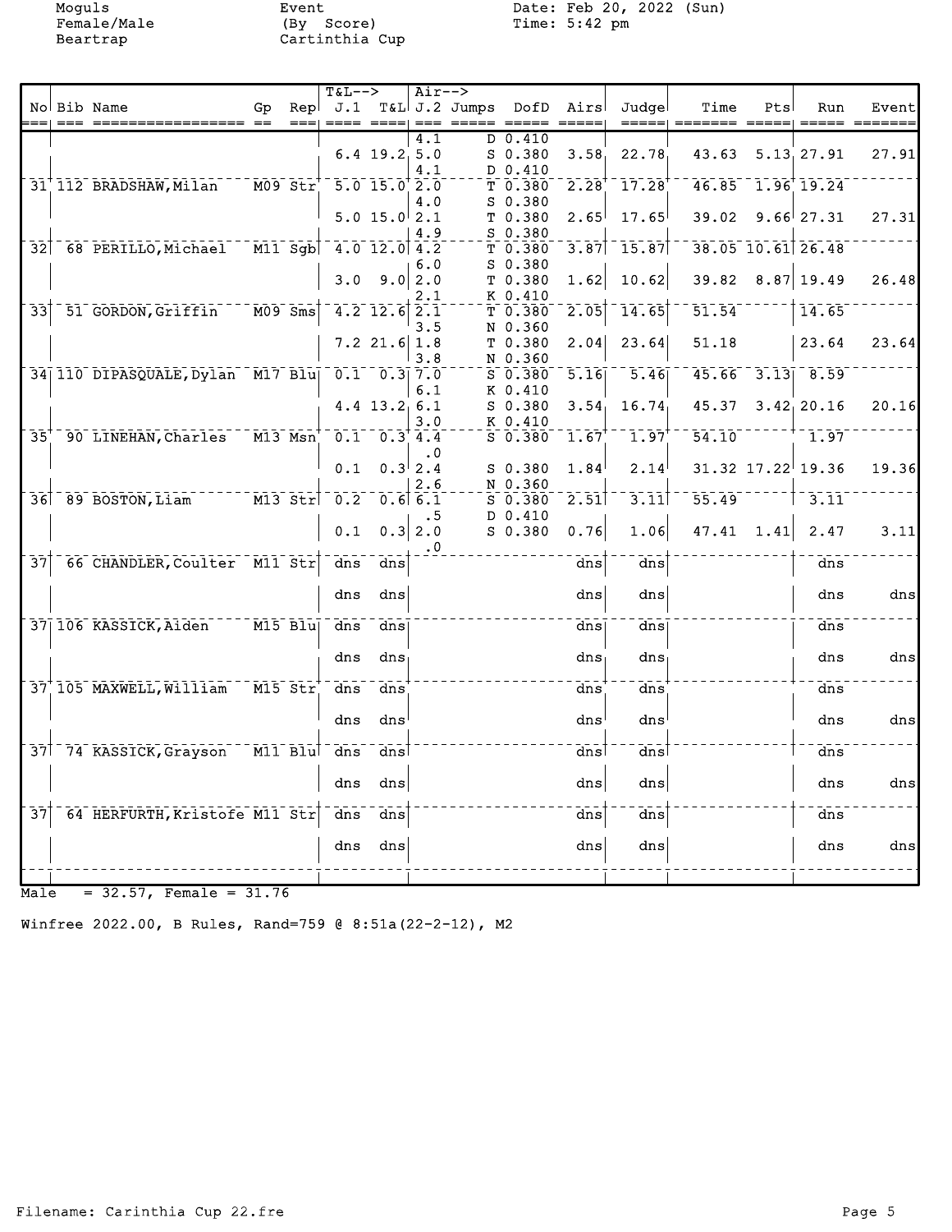Moguls Female/Male Beartrap

Event (By Score) Cartinthia Cup

Date: Feb 20, 2022 (Sun) Time: 5:42 pm

| No | Bib | Name | Gp | Rep | J.1 | T&L | J.2 | Jumps | DofD | Airs | Judge | Time | Pts | Run | Event |
|---|---|---|---|---|---|---|---|---|---|---|---|---|---|---|---|
| | | | | | | | 4.1 | D | 0.410 | | | | | | |
| | | | | | 6.4 | 19.2 | 5.0 | S | 0.380 | 3.58 | 22.78 | 43.63 | 5.13 | 27.91 | 27.91 |
| | | | | | | | 4.1 | D | 0.410 | | | | | | |
| 31 | 112 | BRADSHAW,Milan | M09 | Str | 5.0 | 15.0 | 2.0 | T | 0.380 | 2.28 | 17.28 | 46.85 | 1.96 | 19.24 | |
| | | | | | | | 4.0 | S | 0.380 | | | | | | |
| | | | | | 5.0 | 15.0 | 2.1 | T | 0.380 | 2.65 | 17.65 | 39.02 | 9.66 | 27.31 | 27.31 |
| | | | | | | | 4.9 | S | 0.380 | | | | | | |
| 32 | 68 | PERILLO,Michael | M11 | Sgb | 4.0 | 12.0 | 4.2 | T | 0.380 | 3.87 | 15.87 | 38.05 | 10.61 | 26.48 | |
| | | | | | | | 6.0 | S | 0.380 | | | | | | |
| | | | | | 3.0 | 9.0 | 2.0 | T | 0.380 | 1.62 | 10.62 | 39.82 | 8.87 | 19.49 | 26.48 |
| | | | | | | | 2.1 | K | 0.410 | | | | | | |
| 33 | 51 | GORDON,Griffin | M09 | Sms | 4.2 | 12.6 | 2.1 | T | 0.380 | 2.05 | 14.65 | 51.54 | | 14.65 | |
| | | | | | | | 3.5 | N | 0.360 | | | | | | |
| | | | | | 7.2 | 21.6 | 1.8 | T | 0.380 | 2.04 | 23.64 | 51.18 | | 23.64 | 23.64 |
| | | | | | | | 3.8 | N | 0.360 | | | | | | |
| 34 | 110 | DIPASQUALE,Dylan | M17 | Blu | 0.1 | 0.3 | 7.0 | S | 0.380 | 5.16 | 5.46 | 45.66 | 3.13 | 8.59 | |
| | | | | | | | 6.1 | K | 0.410 | | | | | | |
| | | | | | 4.4 | 13.2 | 6.1 | S | 0.380 | 3.54 | 16.74 | 45.37 | 3.42 | 20.16 | 20.16 |
| | | | | | | | 3.0 | K | 0.410 | | | | | | |
| 35 | 90 | LINEHAN,Charles | M13 | Msn | 0.1 | 0.3 | 4.4 | S | 0.380 | 1.67 | 1.97 | 54.10 | | 1.97 | |
| | | | | | | | .0 | | | | | | | | |
| | | | | | 0.1 | 0.3 | 2.4 | S | 0.380 | 1.84 | 2.14 | 31.32 | 17.22 | 19.36 | 19.36 |
| | | | | | | | 2.6 | N | 0.360 | | | | | | |
| 36 | 89 | BOSTON,Liam | M13 | Str | 0.2 | 0.6 | 6.1 | S | 0.380 | 2.51 | 3.11 | 55.49 | | 3.11 | |
| | | | | | | | .5 | D | 0.410 | | | | | | |
| | | | | | 0.1 | 0.3 | 2.0 | S | 0.380 | 0.76 | 1.06 | 47.41 | 1.41 | 2.47 | 3.11 |
| | | | | | | | .0 | | | | | | | | |
| 37 | 66 | CHANDLER,Coulter | M11 | Str | dns | dns | | | | dns | dns | | | dns | |
| | | | | | dns | dns | | | | dns | dns | | | dns | dns |
| 37 | 106 | KASSICK,Aiden | M15 | Blu | dns | dns | | | | dns | dns | | | dns | |
| | | | | | dns | dns | | | | dns | dns | | | dns | dns |
| 37 | 105 | MAXWELL,William | M15 | Str | dns | dns | | | | dns | dns | | | dns | |
| | | | | | dns | dns | | | | dns | dns | | | dns | dns |
| 37 | 74 | KASSICK,Grayson | M11 | Blu | dns | dns | | | | dns | dns | | | dns | |
| | | | | | dns | dns | | | | dns | dns | | | dns | dns |
| 37 | 64 | HERFURTH,Kristofe | M11 | Str | dns | dns | | | | dns | dns | | | dns | |
| | | | | | dns | dns | | | | dns | dns | | | dns | dns |

Male = 32.57, Female = 31.76

Winfree 2022.00, B Rules, Rand=759 @ 8:51a(22-2-12), M2

Filename: Carinthia Cup 22.fre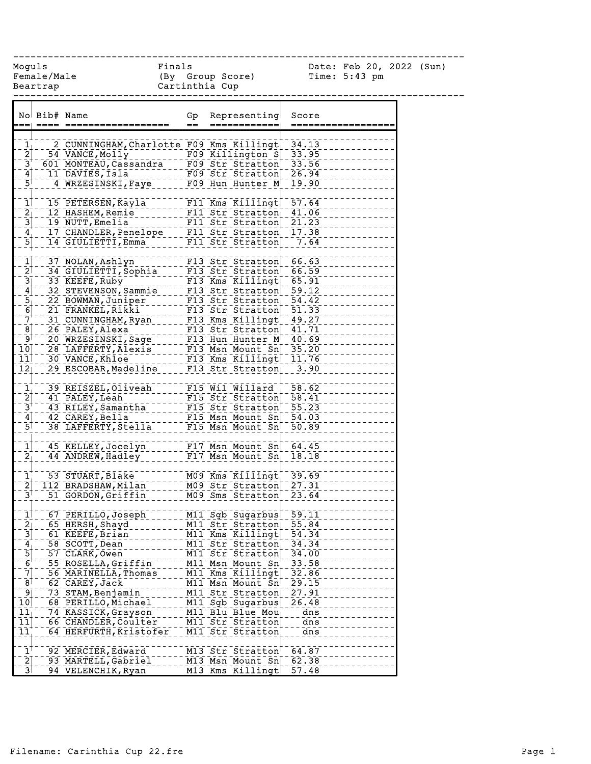| Moguls | Finals | Date: Feb 20, 2022 (Sun) |
|---|---|---|
| Female/Male | (By Group Score) | Time: 5:43 pm |
| Beartrap | Cartinthia Cup | |

| No | Bib# | Name | Gp | Representing | Score |
|---|---|---|---|---|---|
| 1 | 2 | CUNNINGHAM,Charlotte | F09 | Kms Killingt | 34.13 |
| 2 | 54 | VANCE,Molly | F09 | Killington S | 33.95 |
| 3 | 601 | MONTEAU,Cassandra | F09 | Str Stratton | 33.56 |
| 4 | 11 | DAVIES,Isla | F09 | Str Stratton | 26.94 |
| 5 | 4 | WRZESINSKI,Faye | F09 | Hun Hunter M | 19.90 |
| | | | | | |
| 1 | 15 | PETERSEN,Kayla | F11 | Kms Killingt | 57.64 |
| 2 | 12 | HASHEM,Remie | F11 | Str Stratton | 41.06 |
| 3 | 19 | NUTT,Emelia | F11 | Str Stratton | 21.23 |
| 4 | 17 | CHANDLER,Penelope | F11 | Str Stratton | 17.38 |
| 5 | 14 | GIULIETTI,Emma | F11 | Str Stratton | 7.64 |
| | | | | | |
| 1 | 37 | NOLAN,Ashlyn | F13 | Str Stratton | 66.63 |
| 2 | 34 | GIULIETTI,Sophia | F13 | Str Stratton | 66.59 |
| 3 | 33 | KEEFE,Ruby | F13 | Kms Killingt | 65.91 |
| 4 | 32 | STEVENSON,Sammie | F13 | Str Stratton | 59.12 |
| 5 | 22 | BOWMAN,Juniper | F13 | Str Stratton | 54.42 |
| 6 | 21 | FRANKEL,Rikki | F13 | Str Stratton | 51.33 |
| 7 | 31 | CUNNINGHAM,Ryan | F13 | Kms Killingt | 49.27 |
| 8 | 26 | PALEY,Alexa | F13 | Str Stratton | 41.71 |
| 9 | 20 | WRZESINSKI,Sage | F13 | Hun Hunter M | 40.69 |
| 10 | 28 | LAFFERTY,Alexis | F13 | Msn Mount Sn | 35.20 |
| 11 | 30 | VANCE,Khloe | F13 | Kms Killingt | 11.76 |
| 12 | 29 | ESCOBAR,Madeline | F13 | Str Stratton | 3.90 |
| | | | | | |
| 1 | 39 | REISZEL,Oliveah | F15 | Wil Willard | 58.62 |
| 2 | 41 | PALEY,Leah | F15 | Str Stratton | 58.41 |
| 3 | 43 | RILEY,Samantha | F15 | Str Stratton | 55.23 |
| 4 | 42 | CAREY,Bella | F15 | Msn Mount Sn | 54.03 |
| 5 | 38 | LAFFERTY,Stella | F15 | Msn Mount Sn | 50.89 |
| | | | | | |
| 1 | 45 | KELLEY,Jocelyn | F17 | Msn Mount Sn | 64.45 |
| 2 | 44 | ANDREW,Hadley | F17 | Msn Mount Sn | 18.18 |
| | | | | | |
| 1 | 53 | STUART,Blake | M09 | Kms Killingt | 39.69 |
| 2 | 112 | BRADSHAW,Milan | M09 | Str Stratton | 27.31 |
| 3 | 51 | GORDON,Griffin | M09 | Sms Stratton | 23.64 |
| | | | | | |
| 1 | 67 | PERILLO,Joseph | M11 | Sgb Sugarbus | 59.11 |
| 2 | 65 | HERSH,Shayd | M11 | Str Stratton | 55.84 |
| 3 | 61 | KEEFE,Brian | M11 | Kms Killingt | 54.34 |
| 4 | 58 | SCOTT,Dean | M11 | Str Stratton | 34.34 |
| 5 | 57 | CLARK,Owen | M11 | Str Stratton | 34.00 |
| 6 | 55 | ROSELLA,Griffin | M11 | Msn Mount Sn | 33.58 |
| 7 | 56 | MARINELLA,Thomas | M11 | Kms Killingt | 32.86 |
| 8 | 62 | CAREY,Jack | M11 | Msn Mount Sn | 29.15 |
| 9 | 73 | STAM,Benjamin | M11 | Str Stratton | 27.91 |
| 10 | 68 | PERILLO,Michael | M11 | Sgb Sugarbus | 26.48 |
| 11 | 74 | KASSICK,Grayson | M11 | Blu Blue Mou | dns |
| 11 | 66 | CHANDLER,Coulter | M11 | Str Stratton | dns |
| 11 | 64 | HERFURTH,Kristofer | M11 | Str Stratton | dns |
| | | | | | |
| 1 | 92 | MERCIER,Edward | M13 | Str Stratton | 64.87 |
| 2 | 93 | MARTELL,Gabriel | M13 | Msn Mount Sn | 62.38 |
| 3 | 94 | VELENCHIK,Ryan | M13 | Kms Killingt | 57.48 |

Filename: Carinthia Cup 22.fre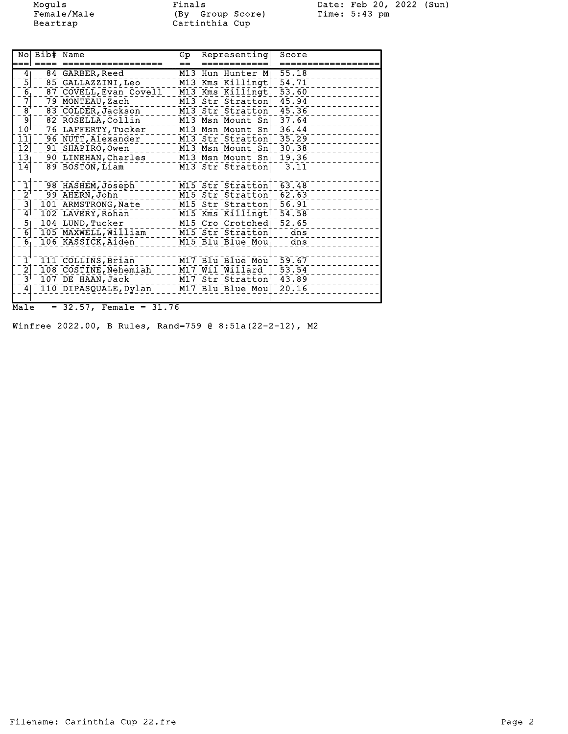Moguls Female/Male Beartrap

Finals (By Group Score) Cartinthia Cup

Date: Feb 20, 2022 (Sun) Time: 5:43 pm

| No | Bib# | Name | Gp | Representing | Score |
|---|---|---|---|---|---|
| 4 | 84 | GARBER, Reed | M13 | Hun Hunter M | 55.18 |
| 5 | 85 | GALLAZZINI, Leo | M13 | Kms Killingt | 54.71 |
| 6 | 87 | COVELL, Evan Covell | M13 | Kms Killingt | 53.60 |
| 7 | 79 | MONTEAU, Zach | M13 | Str Stratton | 45.94 |
| 8 | 83 | COLDER, Jackson | M13 | Str Stratton | 45.36 |
| 9 | 82 | ROSELLA, Collin | M13 | Msn Mount Sn | 37.64 |
| 10 | 76 | LAFFERTY, Tucker | M13 | Msn Mount Sn | 36.44 |
| 11 | 96 | NUTT, Alexander | M13 | Str Stratton | 35.29 |
| 12 | 91 | SHAPIRO, Owen | M13 | Msn Mount Sn | 30.38 |
| 13 | 90 | LINEHAN, Charles | M13 | Msn Mount Sn | 19.36 |
| 14 | 89 | BOSTON, Liam | M13 | Str Stratton | 3.11 |
| | | | | | |
| 1 | 98 | HASHEM, Joseph | M15 | Str Stratton | 63.48 |
| 2 | 99 | AHERN, John | M15 | Str Stratton | 62.63 |
| 3 | 101 | ARMSTRONG, Nate | M15 | Str Stratton | 56.91 |
| 4 | 102 | LAVERY, Rohan | M15 | Kms Killingt | 54.58 |
| 5 | 104 | LUND, Tucker | M15 | Cro Crotched | 52.65 |
| 6 | 105 | MAXWELL, William | M15 | Str Stratton | dns |
| 6 | 106 | KASSICK, Aiden | M15 | Blu Blue Mou | dns |
| | | | | | |
| 1 | 111 | COLLINS, Brian | M17 | Blu Blue Mou | 59.67 |
| 2 | 108 | COSTINE, Nehemiah | M17 | Wil Willard | 53.54 |
| 3 | 107 | DE HAAN, Jack | M17 | Str Stratton | 43.89 |
| 4 | 110 | DIPASQUALE, Dylan | M17 | Blu Blue Mou | 20.16 |

Male = 32.57, Female = 31.76

Winfree 2022.00, B Rules, Rand=759 @ 8:51a(22-2-12), M2

Filename: Carinthia Cup 22.fre